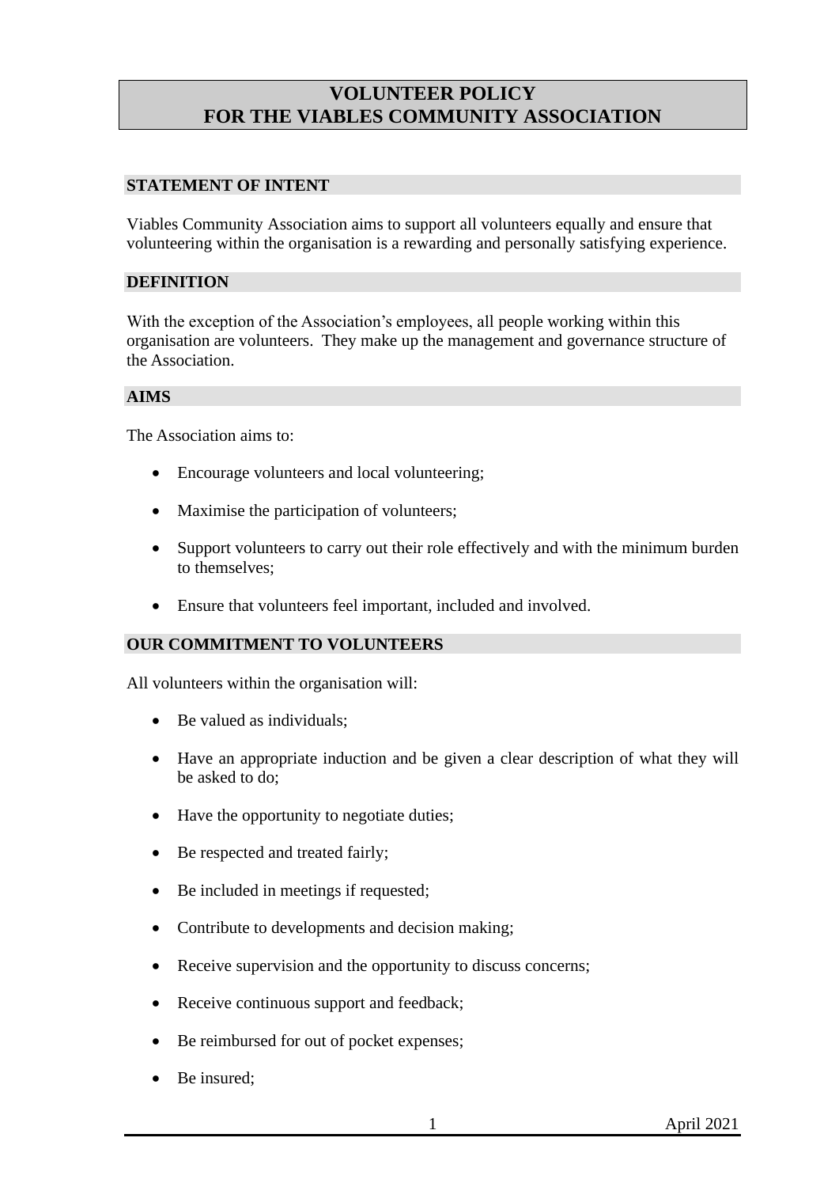# VOLUNTEER POLICY FOR THE VIABLES COMMUNITY ASSOCIATION

## STATEMENT OF INTENT

Viables Community Association aims to support all volunteers equally and ensure that volunteering within the organisation is a rewarding and personally satisfying experience.

## DEFINITION

With the exception of the Association's employees, all people working within this organisation are volunteers. They make up the management and governance structure of the Association.

## AIMS

The Association aims to:

- Encourage volunteers and local volunteering;
- Maximise the participation of volunteers;
- Support volunteers to carry out their role effectively and with the minimum burden to themselves;
- Ensure that volunteers feel important, included and involved.

## OUR COMMITMENT TO VOLUNTEERS

All volunteers within the organisation will:

- Be valued as individuals;
- Have an appropriate induction and be given a clear description of what they will be asked to do;
- Have the opportunity to negotiate duties;
- Be respected and treated fairly;
- Be included in meetings if requested;
- Contribute to developments and decision making;
- Receive supervision and the opportunity to discuss concerns;
- Receive continuous support and feedback;
- Be reimbursed for out of pocket expenses;
- Be insured;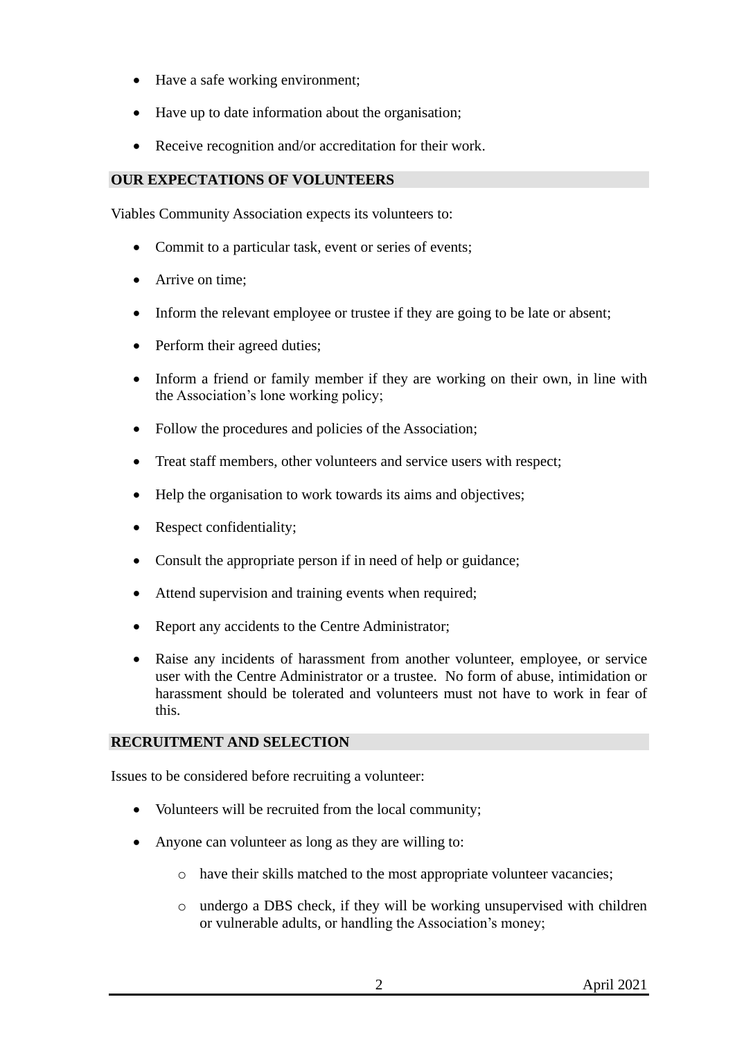- Have a safe working environment;
- Have up to date information about the organisation;
- Receive recognition and/or accreditation for their work.

## OUR EXPECTATIONS OF VOLUNTEERS

Viables Community Association expects its volunteers to:

- Commit to a particular task, event or series of events;
- Arrive on time;
- Inform the relevant employee or trustee if they are going to be late or absent;
- Perform their agreed duties;
- Inform a friend or family member if they are working on their own, in line with the Association's lone working policy;
- Follow the procedures and policies of the Association;
- Treat staff members, other volunteers and service users with respect;
- Help the organisation to work towards its aims and objectives;
- Respect confidentiality;
- Consult the appropriate person if in need of help or guidance;
- Attend supervision and training events when required;
- Report any accidents to the Centre Administrator;
- Raise any incidents of harassment from another volunteer, employee, or service user with the Centre Administrator or a trustee. No form of abuse, intimidation or harassment should be tolerated and volunteers must not have to work in fear of this.

## RECRUITMENT AND SELECTION

Issues to be considered before recruiting a volunteer:

- Volunteers will be recruited from the local community;
- Anyone can volunteer as long as they are willing to:
    - have their skills matched to the most appropriate volunteer vacancies;
    - undergo a DBS check, if they will be working unsupervised with children or vulnerable adults, or handling the Association's money;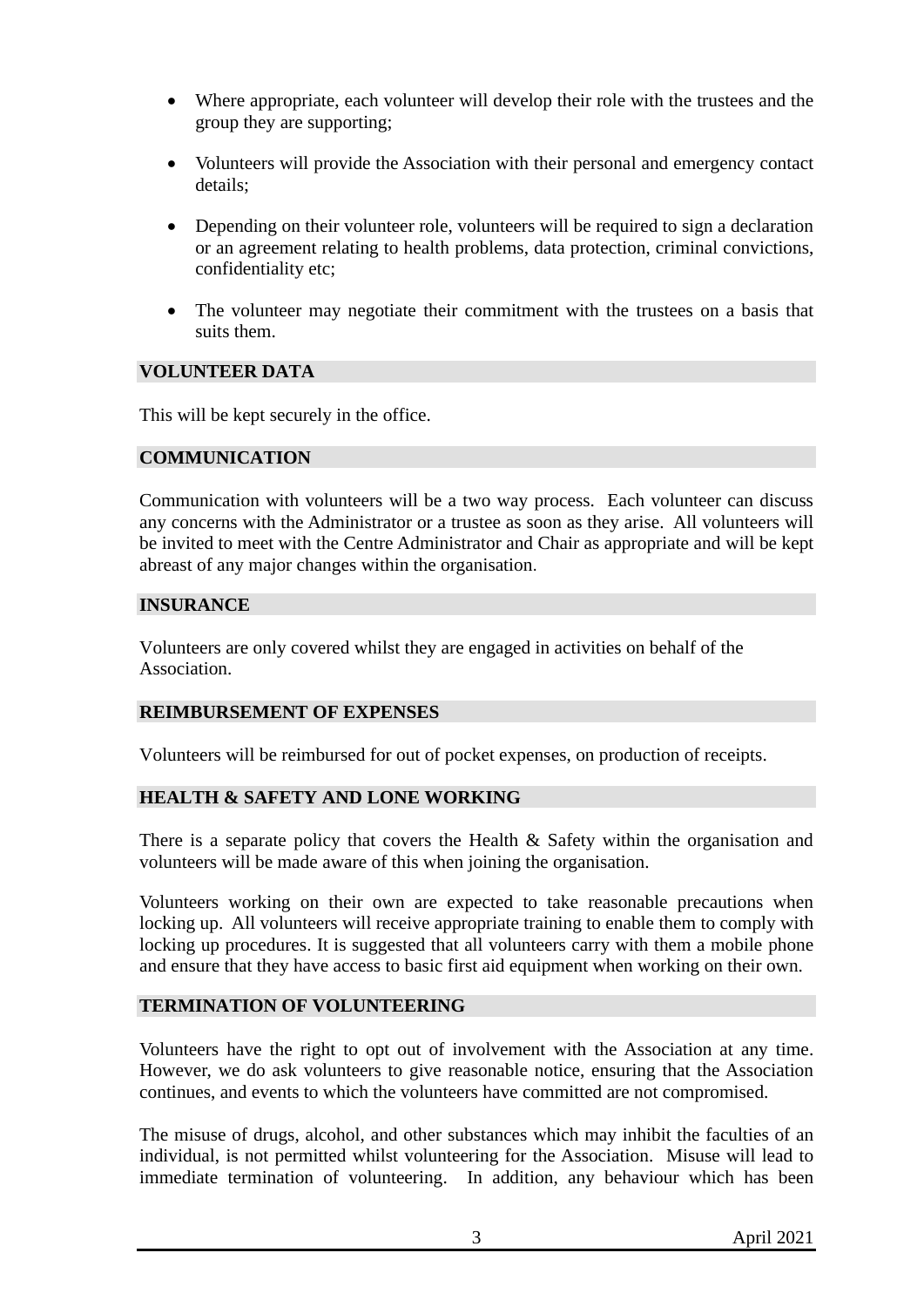- Where appropriate, each volunteer will develop their role with the trustees and the group they are supporting;

- Volunteers will provide the Association with their personal and emergency contact details;

- Depending on their volunteer role, volunteers will be required to sign a declaration or an agreement relating to health problems, data protection, criminal convictions, confidentiality etc;

- The volunteer may negotiate their commitment with the trustees on a basis that suits them.

## VOLUNTEER DATA

This will be kept securely in the office.

## COMMUNICATION

Communication with volunteers will be a two way process. Each volunteer can discuss any concerns with the Administrator or a trustee as soon as they arise. All volunteers will be invited to meet with the Centre Administrator and Chair as appropriate and will be kept abreast of any major changes within the organisation.

## INSURANCE

Volunteers are only covered whilst they are engaged in activities on behalf of the Association.

## REIMBURSEMENT OF EXPENSES

Volunteers will be reimbursed for out of pocket expenses, on production of receipts.

## HEALTH & SAFETY AND LONE WORKING

There is a separate policy that covers the Health & Safety within the organisation and volunteers will be made aware of this when joining the organisation.

Volunteers working on their own are expected to take reasonable precautions when locking up. All volunteers will receive appropriate training to enable them to comply with locking up procedures. It is suggested that all volunteers carry with them a mobile phone and ensure that they have access to basic first aid equipment when working on their own.

## TERMINATION OF VOLUNTEERING

Volunteers have the right to opt out of involvement with the Association at any time. However, we do ask volunteers to give reasonable notice, ensuring that the Association continues, and events to which the volunteers have committed are not compromised.

The misuse of drugs, alcohol, and other substances which may inhibit the faculties of an individual, is not permitted whilst volunteering for the Association. Misuse will lead to immediate termination of volunteering. In addition, any behaviour which has been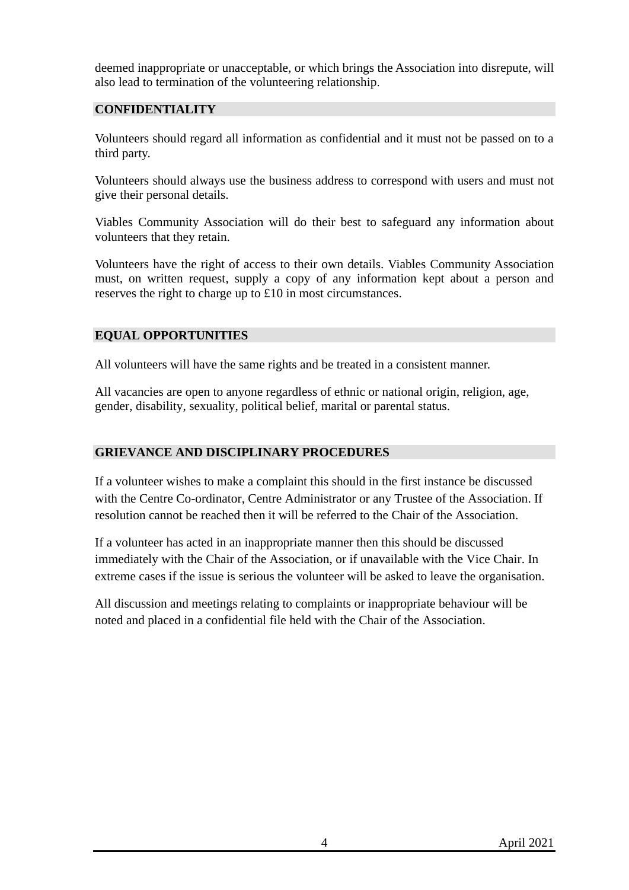deemed inappropriate or unacceptable, or which brings the Association into disrepute, will also lead to termination of the volunteering relationship.

## CONFIDENTIALITY

Volunteers should regard all information as confidential and it must not be passed on to a third party.

Volunteers should always use the business address to correspond with users and must not give their personal details.

Viables Community Association will do their best to safeguard any information about volunteers that they retain.

Volunteers have the right of access to their own details. Viables Community Association must, on written request, supply a copy of any information kept about a person and reserves the right to charge up to £10 in most circumstances.

## EQUAL OPPORTUNITIES

All volunteers will have the same rights and be treated in a consistent manner.

All vacancies are open to anyone regardless of ethnic or national origin, religion, age, gender, disability, sexuality, political belief, marital or parental status.

## GRIEVANCE AND DISCIPLINARY PROCEDURES

If a volunteer wishes to make a complaint this should in the first instance be discussed with the Centre Co-ordinator, Centre Administrator or any Trustee of the Association. If resolution cannot be reached then it will be referred to the Chair of the Association.

If a volunteer has acted in an inappropriate manner then this should be discussed immediately with the Chair of the Association, or if unavailable with the Vice Chair. In extreme cases if the issue is serious the volunteer will be asked to leave the organisation.

All discussion and meetings relating to complaints or inappropriate behaviour will be noted and placed in a confidential file held with the Chair of the Association.